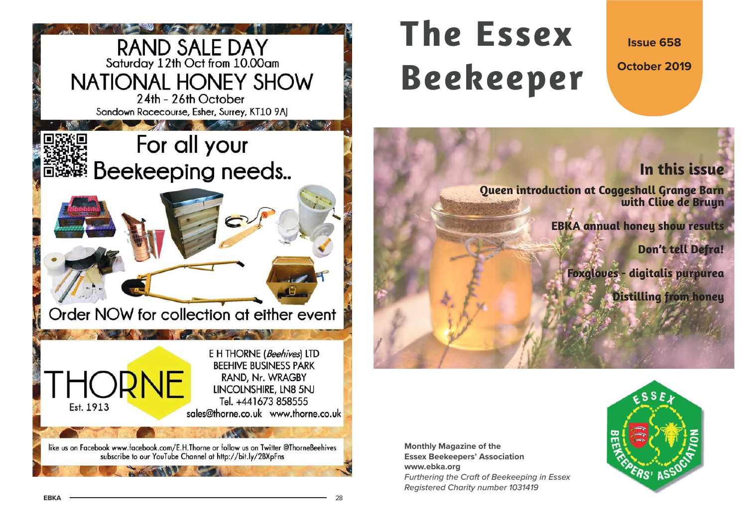# RAND SALE DAY

Saturday 12th Oct from 10.00am

# NATIONAL HONEY SHOW

24th - 26th October

Sandown Racecourse, Esher, Surrey, KT10 9AJ

## For all your Beekeeping needs..

Order NOW for collection at either event

THORNE Est. 1913

E H THORNE (*Beehives*) LTD
BEEHIVE BUSINESS PARK
RAND, Nr. WRAGBY
LINCOLNSHIRE, LN8 5NJ
Tel. +441673 858555
sales@thorne.co.uk www.thorne.co.uk

like us on Facebook www.facebook.com/E.H.Thorne or follow us on Twitter @ThorneBeehives
subscribe to our YouTube Channel at http://bit.ly/2BXpFns

# The Essex Beekeeper

**Issue 658**

**October 2019**

## In this issue

**Queen introduction at Coggeshall Grange Barn with Clive de Bruyn**

**EBKA annual honey show results**

**Don't tell Defra!**

**Foxgloves - digitalis purpurea**

**Distilling from honey**

**Monthly Magazine of the**
**Essex Beekeepers' Association**
**www.ebka.org**
*Furthering the Craft of Beekeeping in Essex*
*Registered Charity number 1031419*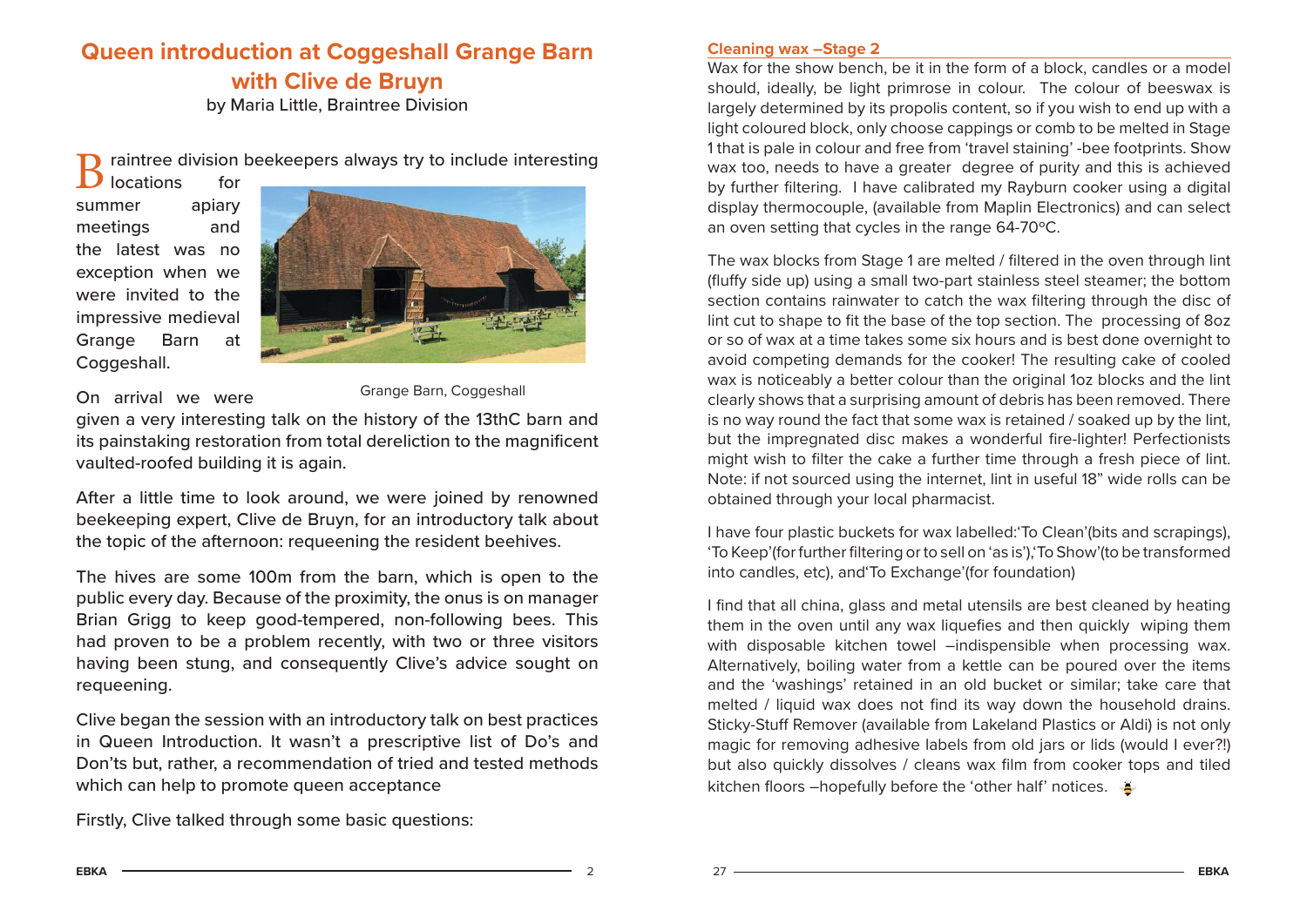# Queen introduction at Coggeshall Grange Barn with Clive de Bruyn

by Maria Little, Braintree Division

Braintree division beekeepers always try to include interesting locations for summer apiary meetings and the latest was no exception when we were invited to the impressive medieval Grange Barn at Coggeshall.

Grange Barn, Coggeshall

On arrival we were given a very interesting talk on the history of the 13thC barn and its painstaking restoration from total dereliction to the magnificent vaulted-roofed building it is again.

After a little time to look around, we were joined by renowned beekeeping expert, Clive de Bruyn, for an introductory talk about the topic of the afternoon: requeening the resident beehives.

The hives are some 100m from the barn, which is open to the public every day. Because of the proximity, the onus is on manager Brian Grigg to keep good-tempered, non-following bees. This had proven to be a problem recently, with two or three visitors having been stung, and consequently Clive's advice sought on requeening.

Clive began the session with an introductory talk on best practices in Queen Introduction. It wasn't a prescriptive list of Do's and Don'ts but, rather, a recommendation of tried and tested methods which can help to promote queen acceptance

Firstly, Clive talked through some basic questions:

## Cleaning wax –Stage 2

Wax for the show bench, be it in the form of a block, candles or a model should, ideally, be light primrose in colour. The colour of beeswax is largely determined by its propolis content, so if you wish to end up with a light coloured block, only choose cappings or comb to be melted in Stage 1 that is pale in colour and free from 'travel staining' -bee footprints. Show wax too, needs to have a greater degree of purity and this is achieved by further filtering. I have calibrated my Rayburn cooker using a digital display thermocouple, (available from Maplin Electronics) and can select an oven setting that cycles in the range 64-70ºC.

The wax blocks from Stage 1 are melted / filtered in the oven through lint (fluffy side up) using a small two-part stainless steel steamer; the bottom section contains rainwater to catch the wax filtering through the disc of lint cut to shape to fit the base of the top section. The processing of 8oz or so of wax at a time takes some six hours and is best done overnight to avoid competing demands for the cooker! The resulting cake of cooled wax is noticeably a better colour than the original 1oz blocks and the lint clearly shows that a surprising amount of debris has been removed. There is no way round the fact that some wax is retained / soaked up by the lint, but the impregnated disc makes a wonderful fire-lighter! Perfectionists might wish to filter the cake a further time through a fresh piece of lint. Note: if not sourced using the internet, lint in useful 18" wide rolls can be obtained through your local pharmacist.

I have four plastic buckets for wax labelled:'To Clean'(bits and scrapings), 'To Keep'(for further filtering or to sell on 'as is'),'To Show'(to be transformed into candles, etc), and'To Exchange'(for foundation)

I find that all china, glass and metal utensils are best cleaned by heating them in the oven until any wax liquefies and then quickly wiping them with disposable kitchen towel –indispensible when processing wax. Alternatively, boiling water from a kettle can be poured over the items and the 'washings' retained in an old bucket or similar; take care that melted / liquid wax does not find its way down the household drains. Sticky-Stuff Remover (available from Lakeland Plastics or Aldi) is not only magic for removing adhesive labels from old jars or lids (would I ever?!) but also quickly dissolves / cleans wax film from cooker tops and tiled kitchen floors –hopefully before the 'other half' notices.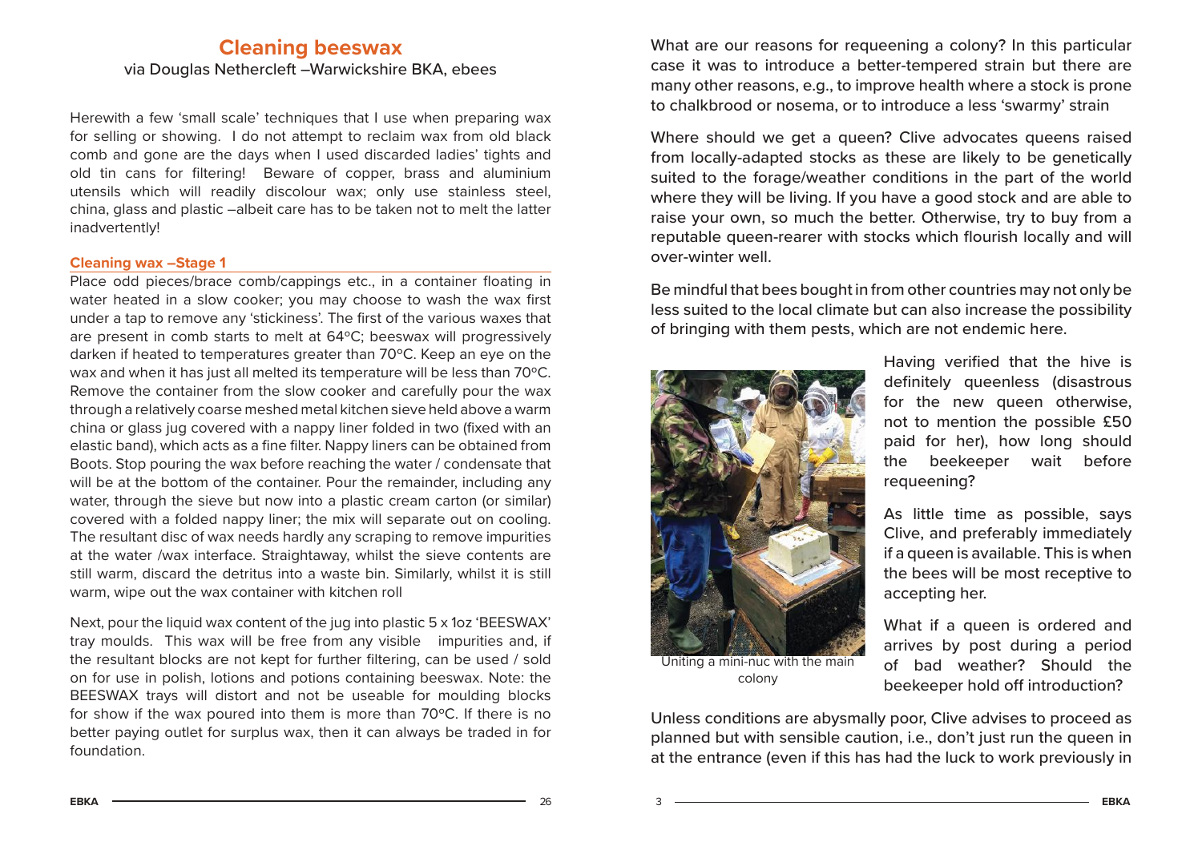## Cleaning beeswax

via Douglas Nethercleft –Warwickshire BKA, ebees

Herewith a few 'small scale' techniques that I use when preparing wax for selling or showing. I do not attempt to reclaim wax from old black comb and gone are the days when I used discarded ladies' tights and old tin cans for filtering! Beware of copper, brass and aluminium utensils which will readily discolour wax; only use stainless steel, china, glass and plastic –albeit care has to be taken not to melt the latter inadvertently!

### Cleaning wax –Stage 1

Place odd pieces/brace comb/cappings etc., in a container floating in water heated in a slow cooker; you may choose to wash the wax first under a tap to remove any 'stickiness'. The first of the various waxes that are present in comb starts to melt at 64ºC; beeswax will progressively darken if heated to temperatures greater than 70ºC. Keep an eye on the wax and when it has just all melted its temperature will be less than 70ºC. Remove the container from the slow cooker and carefully pour the wax through a relatively coarse meshed metal kitchen sieve held above a warm china or glass jug covered with a nappy liner folded in two (fixed with an elastic band), which acts as a fine filter. Nappy liners can be obtained from Boots. Stop pouring the wax before reaching the water / condensate that will be at the bottom of the container. Pour the remainder, including any water, through the sieve but now into a plastic cream carton (or similar) covered with a folded nappy liner; the mix will separate out on cooling. The resultant disc of wax needs hardly any scraping to remove impurities at the water /wax interface. Straightaway, whilst the sieve contents are still warm, discard the detritus into a waste bin. Similarly, whilst it is still warm, wipe out the wax container with kitchen roll

Next, pour the liquid wax content of the jug into plastic 5 x 1oz 'BEESWAX' tray moulds. This wax will be free from any visible impurities and, if the resultant blocks are not kept for further filtering, can be used / sold on for use in polish, lotions and potions containing beeswax. Note: the BEESWAX trays will distort and not be useable for moulding blocks for show if the wax poured into them is more than 70ºC. If there is no better paying outlet for surplus wax, then it can always be traded in for foundation.

What are our reasons for requeening a colony? In this particular case it was to introduce a better-tempered strain but there are many other reasons, e.g., to improve health where a stock is prone to chalkbrood or nosema, or to introduce a less 'swarmy' strain

Where should we get a queen? Clive advocates queens raised from locally-adapted stocks as these are likely to be genetically suited to the forage/weather conditions in the part of the world where they will be living. If you have a good stock and are able to raise your own, so much the better. Otherwise, try to buy from a reputable queen-rearer with stocks which flourish locally and will over-winter well.

Be mindful that bees bought in from other countries may not only be less suited to the local climate but can also increase the possibility of bringing with them pests, which are not endemic here.

Uniting a mini-nuc with the main colony

Having verified that the hive is definitely queenless (disastrous for the new queen otherwise, not to mention the possible £50 paid for her), how long should the beekeeper wait before requeening?

As little time as possible, says Clive, and preferably immediately if a queen is available. This is when the bees will be most receptive to accepting her.

What if a queen is ordered and arrives by post during a period of bad weather? Should the beekeeper hold off introduction?

Unless conditions are abysmally poor, Clive advises to proceed as planned but with sensible caution, i.e., don't just run the queen in at the entrance (even if this has had the luck to work previously in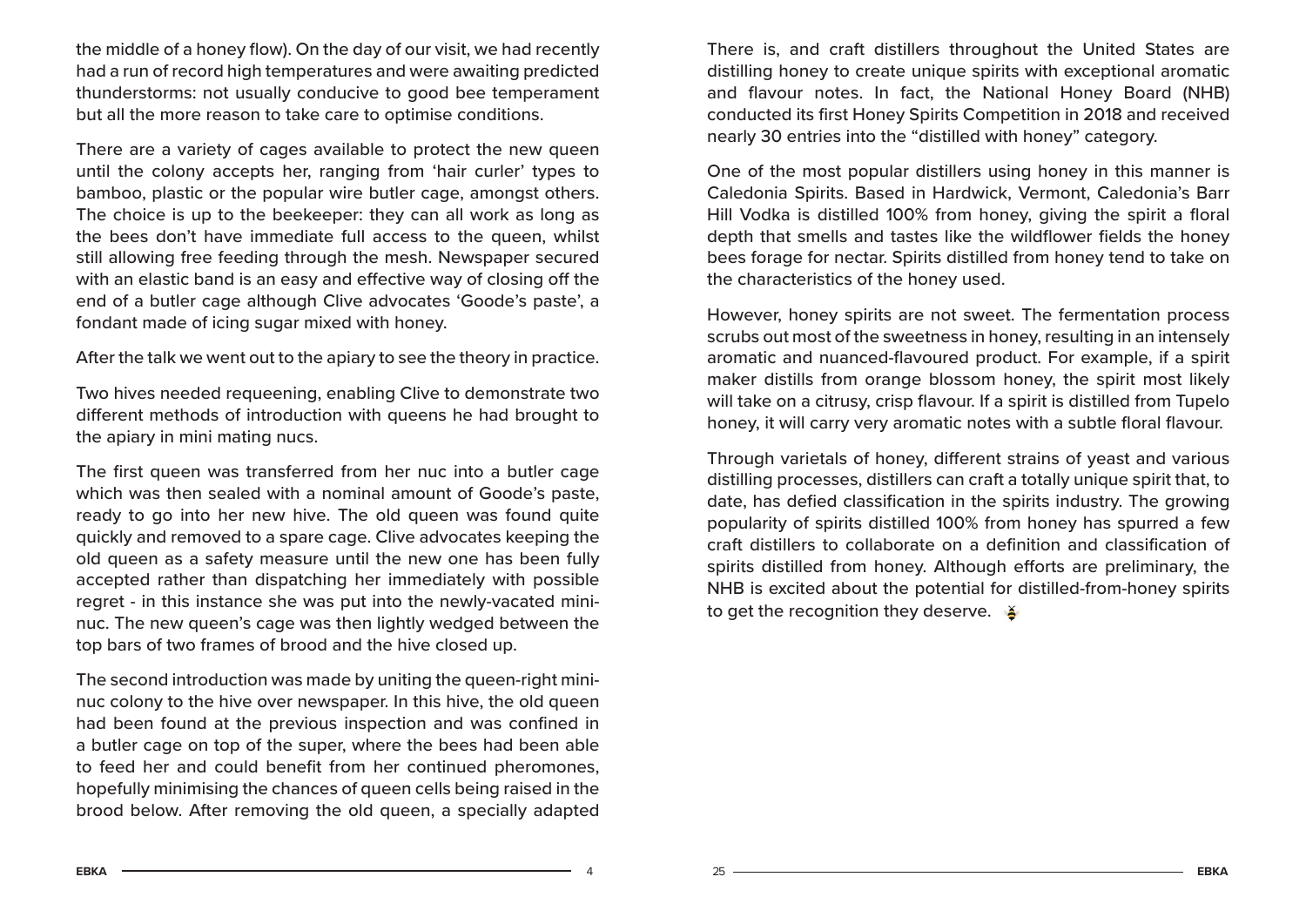the middle of a honey flow). On the day of our visit, we had recently had a run of record high temperatures and were awaiting predicted thunderstorms: not usually conducive to good bee temperament but all the more reason to take care to optimise conditions.

There are a variety of cages available to protect the new queen until the colony accepts her, ranging from 'hair curler' types to bamboo, plastic or the popular wire butler cage, amongst others. The choice is up to the beekeeper: they can all work as long as the bees don't have immediate full access to the queen, whilst still allowing free feeding through the mesh. Newspaper secured with an elastic band is an easy and effective way of closing off the end of a butler cage although Clive advocates 'Goode's paste', a fondant made of icing sugar mixed with honey.

After the talk we went out to the apiary to see the theory in practice.

Two hives needed requeening, enabling Clive to demonstrate two different methods of introduction with queens he had brought to the apiary in mini mating nucs.

The first queen was transferred from her nuc into a butler cage which was then sealed with a nominal amount of Goode's paste, ready to go into her new hive. The old queen was found quite quickly and removed to a spare cage. Clive advocates keeping the old queen as a safety measure until the new one has been fully accepted rather than dispatching her immediately with possible regret - in this instance she was put into the newly-vacated mini-nuc. The new queen's cage was then lightly wedged between the top bars of two frames of brood and the hive closed up.

The second introduction was made by uniting the queen-right mini-nuc colony to the hive over newspaper. In this hive, the old queen had been found at the previous inspection and was confined in a butler cage on top of the super, where the bees had been able to feed her and could benefit from her continued pheromones, hopefully minimising the chances of queen cells being raised in the brood below. After removing the old queen, a specially adapted

There is, and craft distillers throughout the United States are distilling honey to create unique spirits with exceptional aromatic and flavour notes. In fact, the National Honey Board (NHB) conducted its first Honey Spirits Competition in 2018 and received nearly 30 entries into the "distilled with honey" category.

One of the most popular distillers using honey in this manner is Caledonia Spirits. Based in Hardwick, Vermont, Caledonia's Barr Hill Vodka is distilled 100% from honey, giving the spirit a floral depth that smells and tastes like the wildflower fields the honey bees forage for nectar. Spirits distilled from honey tend to take on the characteristics of the honey used.

However, honey spirits are not sweet. The fermentation process scrubs out most of the sweetness in honey, resulting in an intensely aromatic and nuanced-flavoured product. For example, if a spirit maker distills from orange blossom honey, the spirit most likely will take on a citrusy, crisp flavour. If a spirit is distilled from Tupelo honey, it will carry very aromatic notes with a subtle floral flavour.

Through varietals of honey, different strains of yeast and various distilling processes, distillers can craft a totally unique spirit that, to date, has defied classification in the spirits industry. The growing popularity of spirits distilled 100% from honey has spurred a few craft distillers to collaborate on a definition and classification of spirits distilled from honey. Although efforts are preliminary, the NHB is excited about the potential for distilled-from-honey spirits to get the recognition they deserve.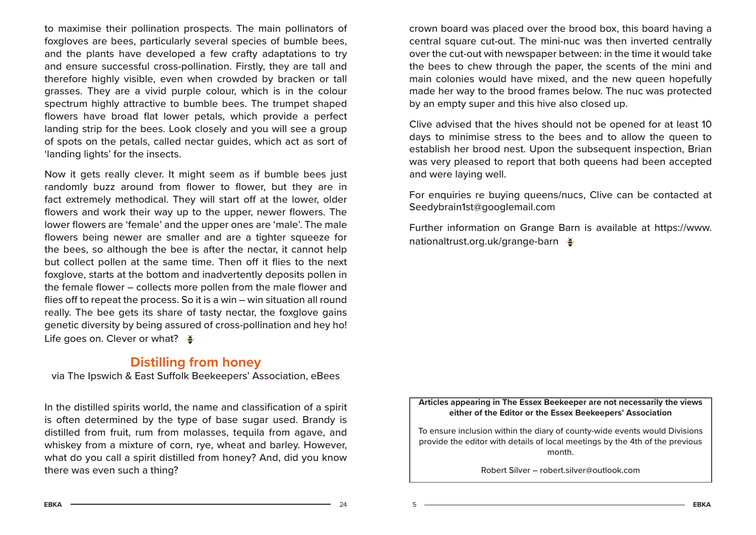to maximise their pollination prospects. The main pollinators of foxgloves are bees, particularly several species of bumble bees, and the plants have developed a few crafty adaptations to try and ensure successful cross-pollination. Firstly, they are tall and therefore highly visible, even when crowded by bracken or tall grasses. They are a vivid purple colour, which is in the colour spectrum highly attractive to bumble bees. The trumpet shaped flowers have broad flat lower petals, which provide a perfect landing strip for the bees. Look closely and you will see a group of spots on the petals, called nectar guides, which act as sort of 'landing lights' for the insects.

Now it gets really clever. It might seem as if bumble bees just randomly buzz around from flower to flower, but they are in fact extremely methodical. They will start off at the lower, older flowers and work their way up to the upper, newer flowers. The lower flowers are 'female' and the upper ones are 'male'. The male flowers being newer are smaller and are a tighter squeeze for the bees, so although the bee is after the nectar, it cannot help but collect pollen at the same time. Then off it flies to the next foxglove, starts at the bottom and inadvertently deposits pollen in the female flower – collects more pollen from the male flower and flies off to repeat the process. So it is a win – win situation all round really. The bee gets its share of tasty nectar, the foxglove gains genetic diversity by being assured of cross-pollination and hey ho! Life goes on. Clever or what?

## Distilling from honey

via The Ipswich & East Suffolk Beekeepers' Association, eBees

In the distilled spirits world, the name and classification of a spirit is often determined by the type of base sugar used. Brandy is distilled from fruit, rum from molasses, tequila from agave, and whiskey from a mixture of corn, rye, wheat and barley. However, what do you call a spirit distilled from honey? And, did you know there was even such a thing?

crown board was placed over the brood box, this board having a central square cut-out. The mini-nuc was then inverted centrally over the cut-out with newspaper between: in the time it would take the bees to chew through the paper, the scents of the mini and main colonies would have mixed, and the new queen hopefully made her way to the brood frames below. The nuc was protected by an empty super and this hive also closed up.

Clive advised that the hives should not be opened for at least 10 days to minimise stress to the bees and to allow the queen to establish her brood nest. Upon the subsequent inspection, Brian was very pleased to report that both queens had been accepted and were laying well.

For enquiries re buying queens/nucs, Clive can be contacted at Seedybrain1st@googlemail.com

Further information on Grange Barn is available at https://www.nationaltrust.org.uk/grange-barn

**Articles appearing in The Essex Beekeeper are not necessarily the views either of the Editor or the Essex Beekeepers' Association**

To ensure inclusion within the diary of county-wide events would Divisions provide the editor with details of local meetings by the 4th of the previous month.

Robert Silver – robert.silver@outlook.com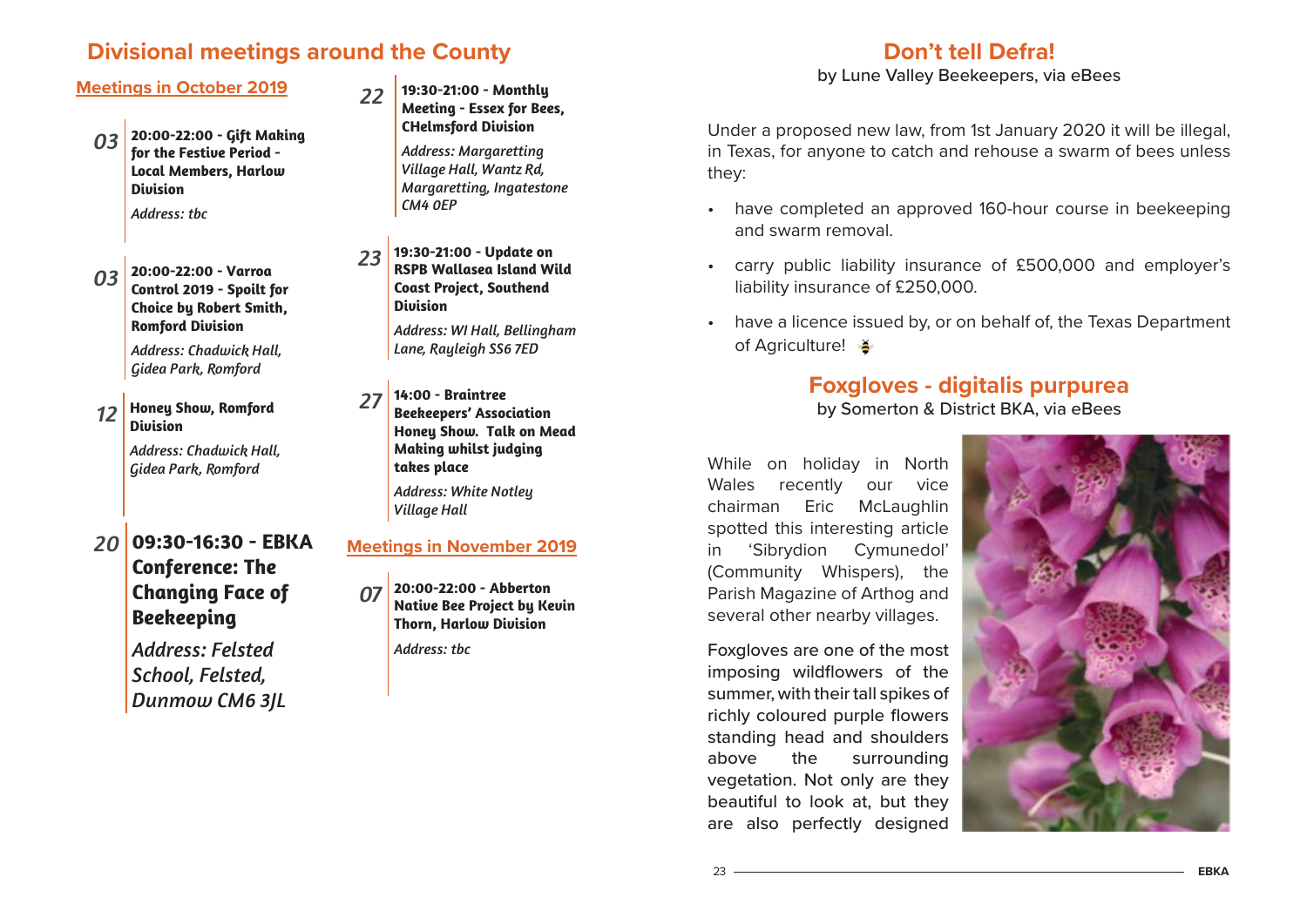## Divisional meetings around the County

### Meetings in October 2019

**03** **20:00-22:00 - Gift Making for the Festive Period - Local Members, Harlow Division**

*Address: tbc*

**03** **20:00-22:00 - Varroa Control 2019 - Spoilt for Choice by Robert Smith, Romford Division**

*Address: Chadwick Hall, Gidea Park, Romford*

**12** **Honey Show, Romford Division**

*Address: Chadwick Hall, Gidea Park, Romford*

**20** **09:30-16:30 - EBKA Conference: The Changing Face of Beekeeping**

*Address: Felsted School, Felsted, Dunmow CM6 3JL*

**22** **19:30-21:00 - Monthly Meeting - Essex for Bees, CHelmsford Division**

*Address: Margaretting Village Hall, Wantz Rd, Margaretting, Ingatestone CM4 0EP*

**23** **19:30-21:00 - Update on RSPB Wallasea Island Wild Coast Project, Southend Division**

*Address: WI Hall, Bellingham Lane, Rayleigh SS6 7ED*

**27** **14:00 - Braintree Beekeepers' Association Honey Show. Talk on Mead Making whilst judging takes place**

*Address: White Notley Village Hall*

### Meetings in November 2019

**07** **20:00-22:00 - Abberton Native Bee Project by Kevin Thorn, Harlow Division**

*Address: tbc*

## Don't tell Defra!

by Lune Valley Beekeepers, via eBees

Under a proposed new law, from 1st January 2020 it will be illegal, in Texas, for anyone to catch and rehouse a swarm of bees unless they:

- have completed an approved 160-hour course in beekeeping and swarm removal.
- carry public liability insurance of £500,000 and employer's liability insurance of £250,000.
- have a licence issued by, or on behalf of, the Texas Department of Agriculture!

## Foxgloves - digitalis purpurea

by Somerton & District BKA, via eBees

While on holiday in North Wales recently our vice chairman Eric McLaughlin spotted this interesting article in 'Sibrydion Cymunedol' (Community Whispers), the Parish Magazine of Arthog and several other nearby villages.

Foxgloves are one of the most imposing wildflowers of the summer, with their tall spikes of richly coloured purple flowers standing head and shoulders above the surrounding vegetation. Not only are they beautiful to look at, but they are also perfectly designed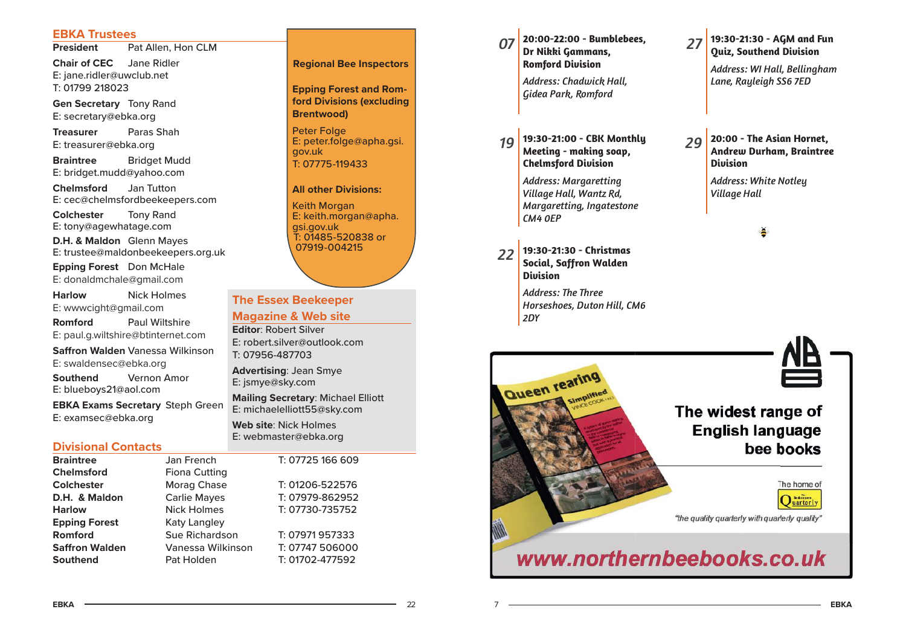## EBKA Trustees

**President** Pat Allen, Hon CLM

**Chair of CEC** Jane Ridler
E: jane.ridler@uwclub.net
T: 01799 218023

**Gen Secretary** Tony Rand
E: secretary@ebka.org

**Treasurer** Paras Shah
E: treasurer@ebka.org

**Braintree** Bridget Mudd
E: bridget.mudd@yahoo.com

**Chelmsford** Jan Tutton
E: cec@chelmsfordbeekeepers.com

**Colchester** Tony Rand
E: tony@agewhatage.com

**D.H. & Maldon** Glenn Mayes
E: trustee@maldonbeekeepers.org.uk

**Epping Forest** Don McHale
E: donaldmchale@gmail.com

**Harlow** Nick Holmes
E: wwwcight@gmail.com

**Romford** Paul Wiltshire
E: paul.g.wiltshire@btinternet.com

**Saffron Walden** Vanessa Wilkinson
E: swaldensec@ebka.org

**Southend** Vernon Amor
E: blueboys21@aol.com

**EBKA Exams Secretary** Steph Green
E: examsec@ebka.org

### Regional Bee Inspectors

**Epping Forest and Romford Divisions (excluding Brentwood)**

Peter Folge
E: peter.folge@apha.gsi.gov.uk
T: 07775-119433

**All other Divisions:**

Keith Morgan
E: keith.morgan@apha.gsi.gov.uk
T: 01485-520838 or 07919-004215

## The Essex Beekeeper Magazine & Web site

**Editor**: Robert Silver
E: robert.silver@outlook.com
T: 07956-487703

**Advertising**: Jean Smye
E: jsmye@sky.com

**Mailing Secretary**: Michael Elliott
E: michaelelliott55@sky.com

**Web site**: Nick Holmes
E: webmaster@ebka.org

## Divisional Contacts

| | | |
|---|---|---|
| **Braintree** | Jan French | T: 07725 166 609 |
| **Chelmsford** | Fiona Cutting | |
| **Colchester** | Morag Chase | T: 01206-522576 |
| **D.H. & Maldon** | Carlie Mayes | T: 07979-862952 |
| **Harlow** | Nick Holmes | T: 07730-735752 |
| **Epping Forest** | Katy Langley | |
| **Romford** | Sue Richardson | T: 07971 957333 |
| **Saffron Walden** | Vanessa Wilkinson | T: 07747 506000 |
| **Southend** | Pat Holden | T: 01702-477592 |

**07** **20:00-22:00 - Bumblebees, Dr Nikki Gammans, Romford Division**
*Address: Chadwick Hall, Gidea Park, Romford*

**19** **19:30-21:00 - CBK Monthly Meeting - making soap, Chelmsford Division**
*Address: Margaretting Village Hall, Wantz Rd, Margaretting, Ingatestone CM4 0EP*

**22** **19:30-21:30 - Christmas Social, Saffron Walden Division**
*Address: The Three Horseshoes, Duton Hill, CM6 2DY*

**27** **19:30-21:30 - AGM and Fun Quiz, Southend Division**
*Address: WI Hall, Bellingham Lane, Rayleigh SS6 7ED*

**29** **20:00 - The Asian Hornet, Andrew Durham, Braintree Division**
*Address: White Notley Village Hall*

Queen rearing Simplified — Vince Cook

NB — The widest range of English language bee books

The home of The Beekeepers Quarterly

"the quality quarterly with quarterly quality"

www.northernbeebooks.co.uk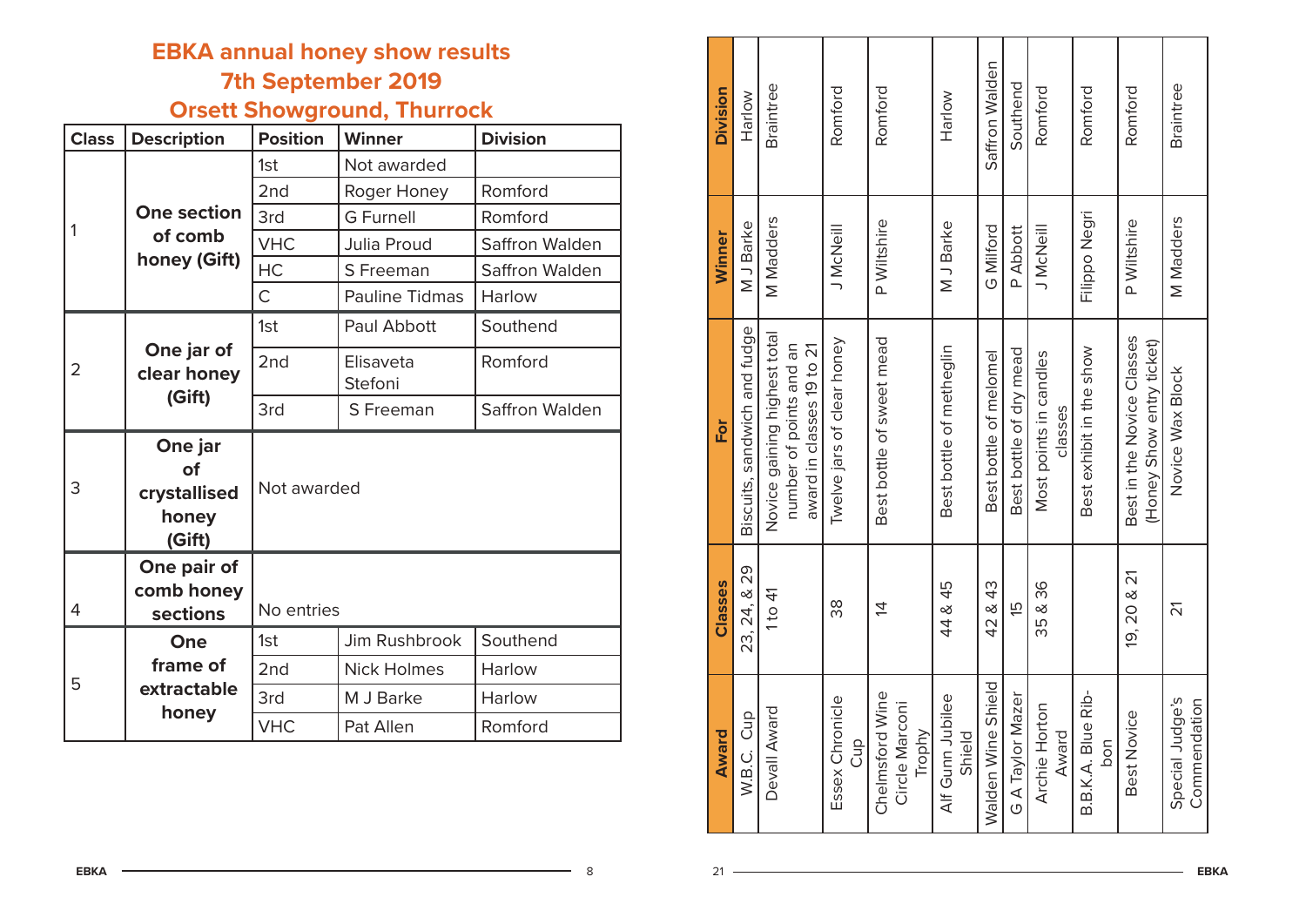# EBKA annual honey show results
## 7th September 2019
## Orsett Showground, Thurrock

| Class | Description | Position | Winner | Division |
|---|---|---|---|---|
| 1 | **One section of comb honey (Gift)** | 1st | Not awarded | |
| | | 2nd | Roger Honey | Romford |
| | | 3rd | G Furnell | Romford |
| | | VHC | Julia Proud | Saffron Walden |
| | | HC | S Freeman | Saffron Walden |
| | | C | Pauline Tidmas | Harlow |
| 2 | **One jar of clear honey (Gift)** | 1st | Paul Abbott | Southend |
| | | 2nd | Elisaveta Stefoni | Romford |
| | | 3rd | S Freeman | Saffron Walden |
| 3 | **One jar of crystallised honey (Gift)** | Not awarded | | |
| 4 | **One pair of comb honey sections** | No entries | | |
| 5 | **One frame of extractable honey** | 1st | Jim Rushbrook | Southend |
| | | 2nd | Nick Holmes | Harlow |
| | | 3rd | M J Barke | Harlow |
| | | VHC | Pat Allen | Romford |

| Award | Classes | For | Winner | Division |
|---|---|---|---|---|
| W.B.C. Cup | 23, 24, & 29 | Biscuits, sandwich and fudge | M J Barke | Harlow |
| Devall Award | 1 to 41 | Novice gaining highest total number of points and an award in classes 19 to 21 | M Madders | Braintree |
| Essex Chronicle Cup | 38 | Twelve jars of clear honey | J McNeill | Romford |
| Chelmsford Wine Circle Marconi Trophy | 14 | Best bottle of sweet mead | P Wiltshire | Romford |
| Alf Gunn Jubilee Shield | 44 & 45 | Best bottle of metheglin | M J Barke | Harlow |
| Walden Wine Shield | 42 & 43 | Best bottle of melomel | G Milford | Saffron Walden |
| G A Taylor Mazer | 15 | Best bottle of dry mead | P Abbott | Southend |
| Archie Horton Award | 35 & 36 | Most points in candles classes | J McNeill | Romford |
| B.B.K.A. Blue Ribbon | | Best exhibit in the show | Filippo Negri | Romford |
| Best Novice | 19, 20 & 21 | Best in the Novice Classes (Honey Show entry ticket) | P Wiltshire | Romford |
| Special Judge's Commendation | 21 | Novice Wax Block | M Madders | Braintree |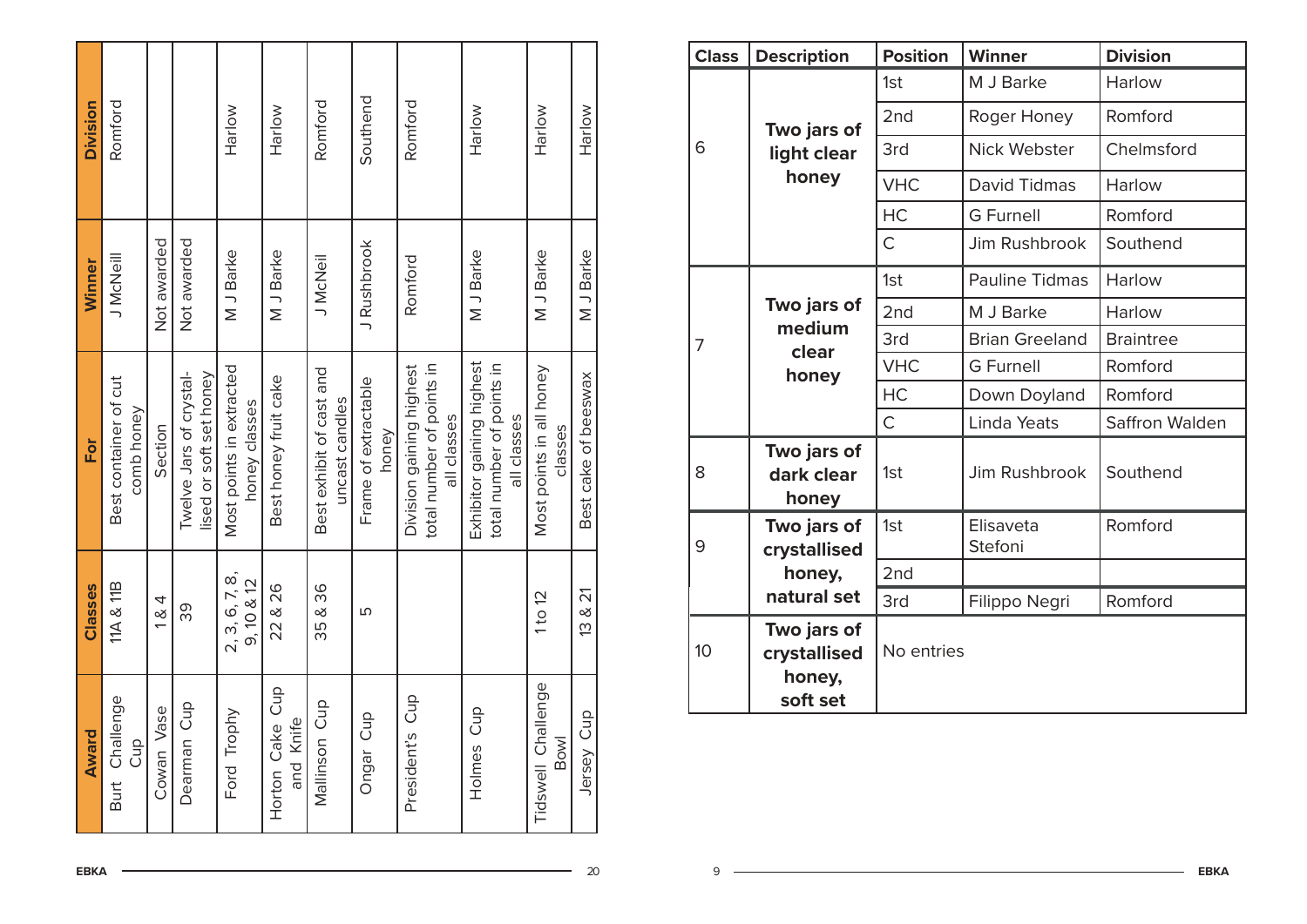| Award | Classes | For | Winner | Division |
|---|---|---|---|---|
| Burt Challenge Cup | 11A & 11B | Best container of cut comb honey | J McNeill | Romford |
| Cowan Vase | 1 & 4 | Section | Not awarded | |
| Dearman Cup | 39 | Twelve Jars of crystal-lised or soft set honey | Not awarded | |
| Ford Trophy | 2, 3, 6, 7, 8, 9, 10 & 12 | Most points in extracted honey classes | M J Barke | Harlow |
| Horton Cake Cup and Knife | 22 & 26 | Best honey fruit cake | M J Barke | Harlow |
| Mallinson Cup | 35 & 36 | Best exhibit of cast and uncast candles | J McNeil | Romford |
| Ongar Cup | 5 | Frame of extractable honey | J Rushbrook | Southend |
| President's Cup | | Division gaining highest total number of points in all classes | Romford | Romford |
| Holmes Cup | | Exhibitor gaining highest total number of points in all classes | M J Barke | Harlow |
| Tidswell Challenge Bowl | 1 to 12 | Most points in all honey classes | M J Barke | Harlow |
| Jersey Cup | 13 & 21 | Best cake of beeswax | M J Barke | Harlow |

| Class | Description | Position | Winner | Division |
|---|---|---|---|---|
| 6 | **Two jars of light clear honey** | 1st | M J Barke | Harlow |
| | | 2nd | Roger Honey | Romford |
| | | 3rd | Nick Webster | Chelmsford |
| | | VHC | David Tidmas | Harlow |
| | | HC | G Furnell | Romford |
| | | C | Jim Rushbrook | Southend |
| 7 | **Two jars of medium clear honey** | 1st | Pauline Tidmas | Harlow |
| | | 2nd | M J Barke | Harlow |
| | | 3rd | Brian Greeland | Braintree |
| | | VHC | G Furnell | Romford |
| | | HC | Down Doyland | Romford |
| | | C | Linda Yeats | Saffron Walden |
| 8 | **Two jars of dark clear honey** | 1st | Jim Rushbrook | Southend |
| 9 | **Two jars of crystallised honey, natural set** | 1st | Elisaveta Stefoni | Romford |
| | | 2nd | | |
| | | 3rd | Filippo Negri | Romford |
| 10 | **Two jars of crystallised honey, soft set** | No entries | | |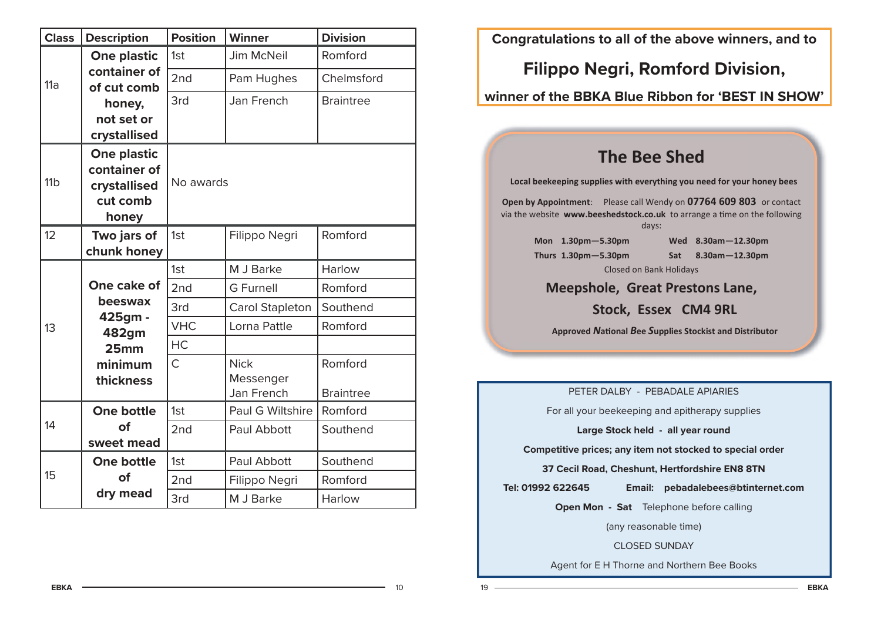| Class | Description | Position | Winner | Division |
|---|---|---|---|---|
| 11a | One plastic container of of cut comb honey, not set or crystallised | 1st | Jim McNeil | Romford |
| | | 2nd | Pam Hughes | Chelmsford |
| | | 3rd | Jan French | Braintree |
| 11b | One plastic container of crystallised cut comb honey | No awards | | |
| 12 | Two jars of chunk honey | 1st | Filippo Negri | Romford |
| 13 | One cake of beeswax 425gm - 482gm 25mm minimum thickness | 1st | M J Barke | Harlow |
| | | 2nd | G Furnell | Romford |
| | | 3rd | Carol Stapleton | Southend |
| | | VHC | Lorna Pattle | Romford |
| | | HC | | |
| | | C | Nick Messenger<br>Jan French | Romford<br>Braintree |
| 14 | One bottle of sweet mead | 1st | Paul G Wiltshire | Romford |
| | | 2nd | Paul Abbott | Southend |
| 15 | One bottle of dry mead | 1st | Paul Abbott | Southend |
| | | 2nd | Filippo Negri | Romford |
| | | 3rd | M J Barke | Harlow |

**Congratulations to all of the above winners, and to**

## Filippo Negri, Romford Division,

**winner of the BBKA Blue Ribbon for 'BEST IN SHOW'**

## The Bee Shed

**Local beekeeping supplies with everything you need for your honey bees**

**Open by Appointment**: Please call Wendy on **07764 609 803** or contact via the website **www.beeshedstock.co.uk** to arrange a time on the following days:

**Mon 1.30pm—5.30pm** **Wed 8.30am—12.30pm**

**Thurs 1.30pm—5.30pm** **Sat 8.30am—12.30pm**

Closed on Bank Holidays

**Meepshole, Great Prestons Lane,**

**Stock, Essex CM4 9RL**

**Approved *N*ational *B*ee *S*upplies Stockist and Distributor**

PETER DALBY - PEBADALE APIARIES

For all your beekeeping and apitherapy supplies

**Large Stock held - all year round**

**Competitive prices; any item not stocked to special order**

**37 Cecil Road, Cheshunt, Hertfordshire EN8 8TN**

**Tel: 01992 622645** **Email: pebadalebees@btinternet.com**

**Open Mon - Sat** Telephone before calling

(any reasonable time)

CLOSED SUNDAY

Agent for E H Thorne and Northern Bee Books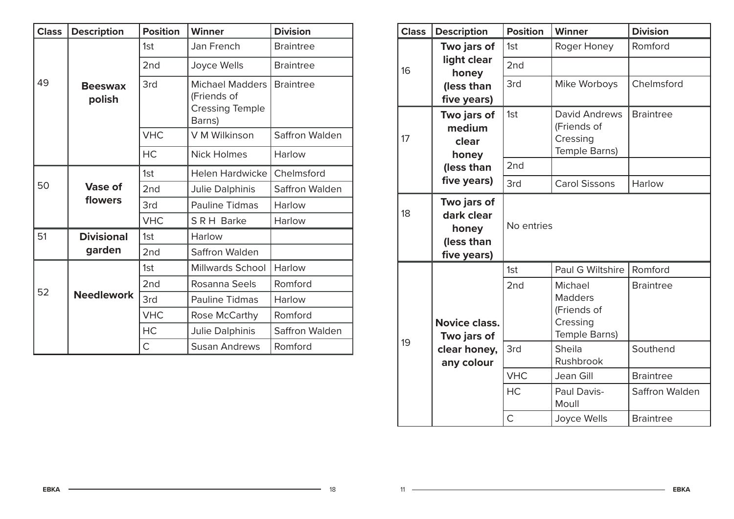| Class | Description | Position | Winner | Division |
|---|---|---|---|---|
| 49 | **Beeswax polish** | 1st | Jan French | Braintree |
| | | 2nd | Joyce Wells | Braintree |
| | | 3rd | Michael Madders (Friends of Cressing Temple Barns) | Braintree |
| | | VHC | V M Wilkinson | Saffron Walden |
| | | HC | Nick Holmes | Harlow |
| 50 | **Vase of flowers** | 1st | Helen Hardwicke | Chelmsford |
| | | 2nd | Julie Dalphinis | Saffron Walden |
| | | 3rd | Pauline Tidmas | Harlow |
| | | VHC | S R H Barke | Harlow |
| 51 | **Divisional garden** | 1st | Harlow | |
| | | 2nd | Saffron Walden | |
| 52 | **Needlework** | 1st | Millwards School | Harlow |
| | | 2nd | Rosanna Seels | Romford |
| | | 3rd | Pauline Tidmas | Harlow |
| | | VHC | Rose McCarthy | Romford |
| | | HC | Julie Dalphinis | Saffron Walden |
| | | C | Susan Andrews | Romford |

| Class | Description | Position | Winner | Division |
|---|---|---|---|---|
| 16 | **Two jars of light clear honey (less than five years)** | 1st | Roger Honey | Romford |
| | | 2nd | | |
| | | 3rd | Mike Worboys | Chelmsford |
| 17 | **Two jars of medium clear honey (less than five years)** | 1st | David Andrews (Friends of Cressing Temple Barns) | Braintree |
| | | 2nd | | |
| | | 3rd | Carol Sissons | Harlow |
| 18 | **Two jars of dark clear honey (less than five years)** | No entries | | |
| 19 | **Novice class. Two jars of clear honey, any colour** | 1st | Paul G Wiltshire | Romford |
| | | 2nd | Michael Madders (Friends of Cressing Temple Barns) | Braintree |
| | | 3rd | Sheila Rushbrook | Southend |
| | | VHC | Jean Gill | Braintree |
| | | HC | Paul Davis-Moull | Saffron Walden |
| | | C | Joyce Wells | Braintree |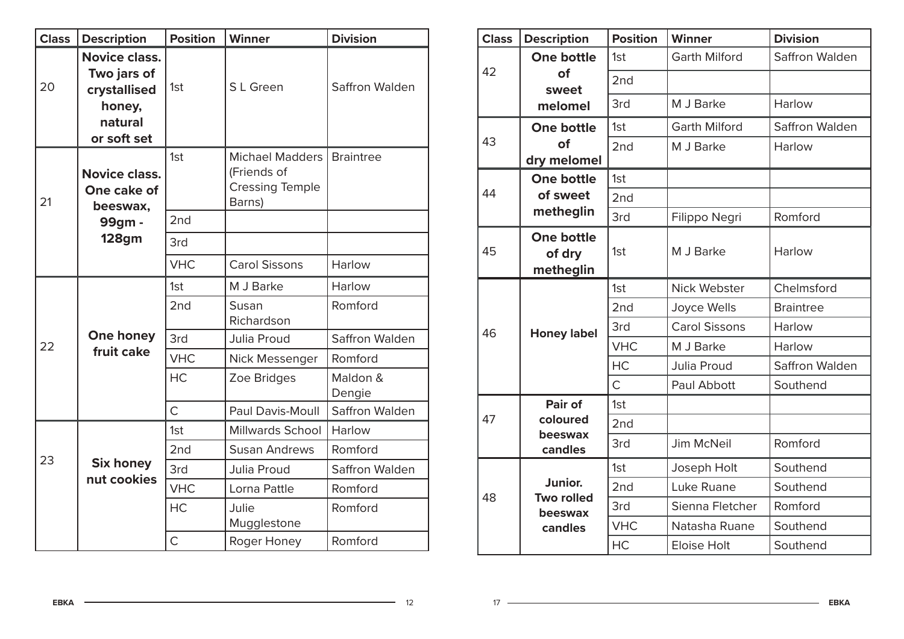| Class | Description | Position | Winner | Division |
|---|---|---|---|---|
| 20 | **Novice class. Two jars of crystallised honey, natural or soft set** | 1st | S L Green | Saffron Walden |
| 21 | **Novice class. One cake of beeswax, 99gm - 128gm** | 1st | Michael Madders (Friends of Cressing Temple Barns) | Braintree |
| | | 2nd | | |
| | | 3rd | | |
| | | VHC | Carol Sissons | Harlow |
| 22 | **One honey fruit cake** | 1st | M J Barke | Harlow |
| | | 2nd | Susan Richardson | Romford |
| | | 3rd | Julia Proud | Saffron Walden |
| | | VHC | Nick Messenger | Romford |
| | | HC | Zoe Bridges | Maldon & Dengie |
| | | C | Paul Davis-Moull | Saffron Walden |
| 23 | **Six honey nut cookies** | 1st | Millwards School | Harlow |
| | | 2nd | Susan Andrews | Romford |
| | | 3rd | Julia Proud | Saffron Walden |
| | | VHC | Lorna Pattle | Romford |
| | | HC | Julie Mugglestone | Romford |
| | | C | Roger Honey | Romford |

| Class | Description | Position | Winner | Division |
|---|---|---|---|---|
| 42 | **One bottle of sweet melomel** | 1st | Garth Milford | Saffron Walden |
| | | 2nd | | |
| | | 3rd | M J Barke | Harlow |
| 43 | **One bottle of dry melomel** | 1st | Garth Milford | Saffron Walden |
| | | 2nd | M J Barke | Harlow |
| 44 | **One bottle of sweet metheglin** | 1st | | |
| | | 2nd | | |
| | | 3rd | Filippo Negri | Romford |
| 45 | **One bottle of dry metheglin** | 1st | M J Barke | Harlow |
| 46 | **Honey label** | 1st | Nick Webster | Chelmsford |
| | | 2nd | Joyce Wells | Braintree |
| | | 3rd | Carol Sissons | Harlow |
| | | VHC | M J Barke | Harlow |
| | | HC | Julia Proud | Saffron Walden |
| | | C | Paul Abbott | Southend |
| 47 | **Pair of coloured beeswax candles** | 1st | | |
| | | 2nd | | |
| | | 3rd | Jim McNeil | Romford |
| 48 | **Junior. Two rolled beeswax candles** | 1st | Joseph Holt | Southend |
| | | 2nd | Luke Ruane | Southend |
| | | 3rd | Sienna Fletcher | Romford |
| | | VHC | Natasha Ruane | Southend |
| | | HC | Eloise Holt | Southend |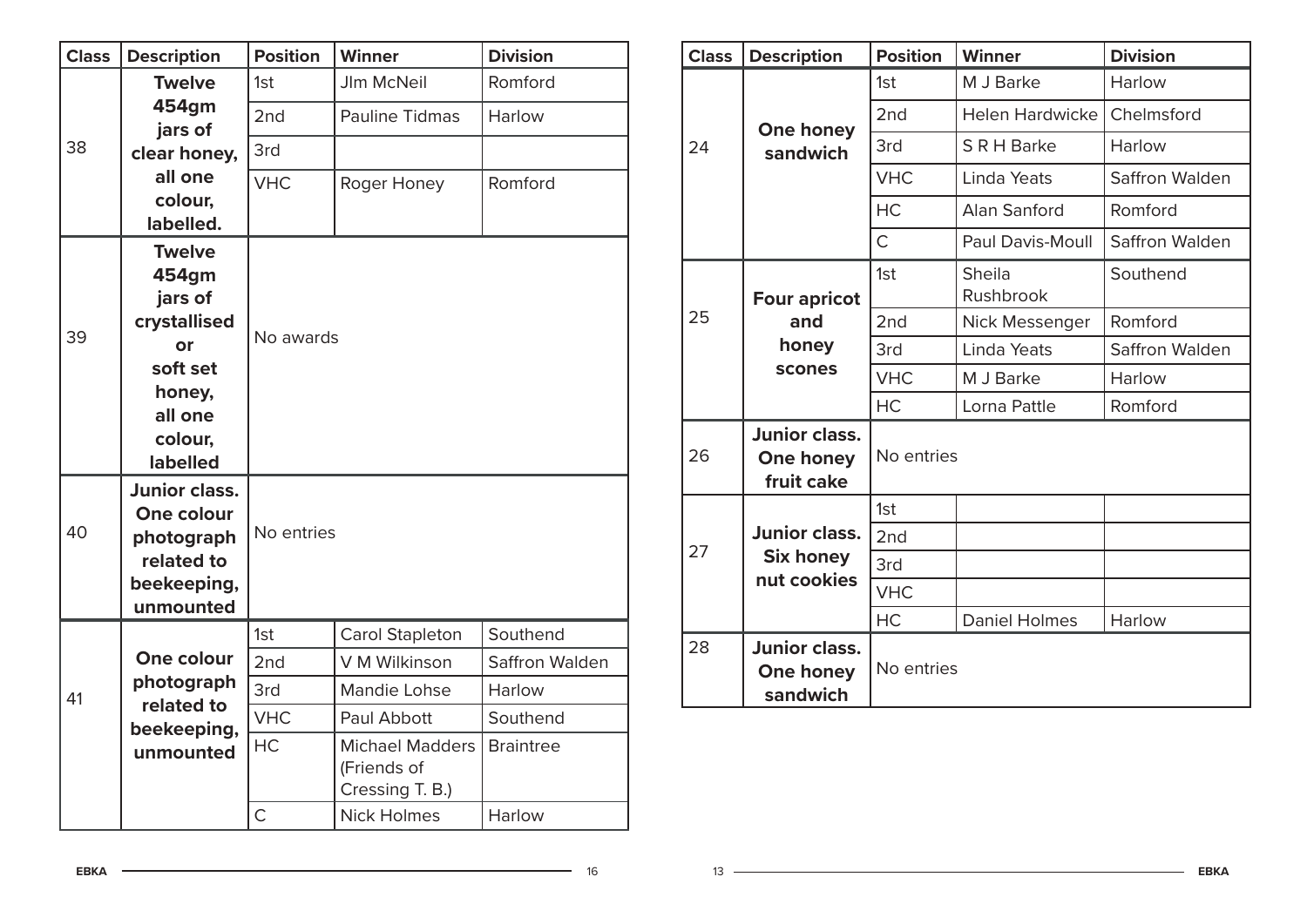| Class | Description | Position | Winner | Division |
|---|---|---|---|---|
| 38 | **Twelve 454gm jars of clear honey, all one colour, labelled.** | 1st | JIm McNeil | Romford |
| | | 2nd | Pauline Tidmas | Harlow |
| | | 3rd | | |
| | | VHC | Roger Honey | Romford |
| 39 | **Twelve 454gm jars of crystallised or soft set honey, all one colour, labelled** | No awards | | |
| 40 | **Junior class. One colour photograph related to beekeeping, unmounted** | No entries | | |
| 41 | **One colour photograph related to beekeeping, unmounted** | 1st | Carol Stapleton | Southend |
| | | 2nd | V M Wilkinson | Saffron Walden |
| | | 3rd | Mandie Lohse | Harlow |
| | | VHC | Paul Abbott | Southend |
| | | HC | Michael Madders (Friends of Cressing T. B.) | Braintree |
| | | C | Nick Holmes | Harlow |

| Class | Description | Position | Winner | Division |
|---|---|---|---|---|
| 24 | **One honey sandwich** | 1st | M J Barke | Harlow |
| | | 2nd | Helen Hardwicke | Chelmsford |
| | | 3rd | S R H Barke | Harlow |
| | | VHC | Linda Yeats | Saffron Walden |
| | | HC | Alan Sanford | Romford |
| | | C | Paul Davis-Moull | Saffron Walden |
| 25 | **Four apricot and honey scones** | 1st | Sheila Rushbrook | Southend |
| | | 2nd | Nick Messenger | Romford |
| | | 3rd | Linda Yeats | Saffron Walden |
| | | VHC | M J Barke | Harlow |
| | | HC | Lorna Pattle | Romford |
| 26 | **Junior class. One honey fruit cake** | No entries | | |
| 27 | **Junior class. Six honey nut cookies** | 1st | | |
| | | 2nd | | |
| | | 3rd | | |
| | | VHC | | |
| | | HC | Daniel Holmes | Harlow |
| 28 | **Junior class. One honey sandwich** | No entries | | |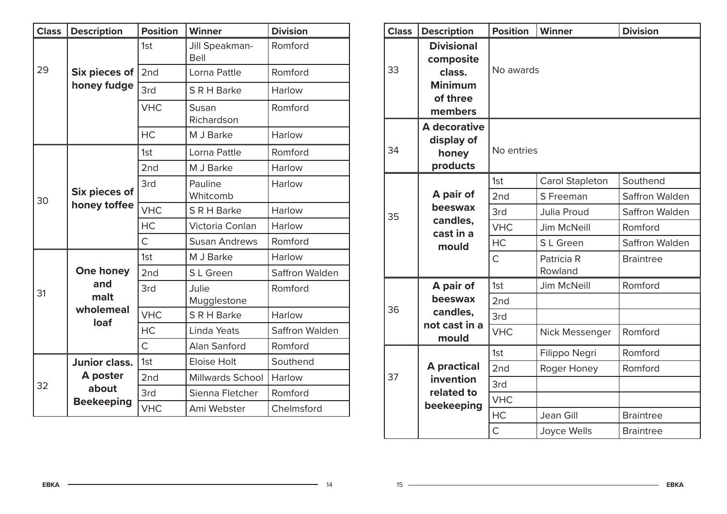| Class | Description | Position | Winner | Division |
|---|---|---|---|---|
| 29 | **Six pieces of honey fudge** | 1st | Jill Speakman-Bell | Romford |
| | | 2nd | Lorna Pattle | Romford |
| | | 3rd | S R H Barke | Harlow |
| | | VHC | Susan Richardson | Romford |
| | | HC | M J Barke | Harlow |
| 30 | **Six pieces of honey toffee** | 1st | Lorna Pattle | Romford |
| | | 2nd | M J Barke | Harlow |
| | | 3rd | Pauline Whitcomb | Harlow |
| | | VHC | S R H Barke | Harlow |
| | | HC | Victoria Conlan | Harlow |
| | | C | Susan Andrews | Romford |
| 31 | **One honey and malt wholemeal loaf** | 1st | M J Barke | Harlow |
| | | 2nd | S L Green | Saffron Walden |
| | | 3rd | Julie Mugglestone | Romford |
| | | VHC | S R H Barke | Harlow |
| | | HC | Linda Yeats | Saffron Walden |
| | | C | Alan Sanford | Romford |
| 32 | **Junior class. A poster about Beekeeping** | 1st | Eloise Holt | Southend |
| | | 2nd | Millwards School | Harlow |
| | | 3rd | Sienna Fletcher | Romford |
| | | VHC | Ami Webster | Chelmsford |

| Class | Description | Position | Winner | Division |
|---|---|---|---|---|
| 33 | **Divisional composite class. Minimum of three members** | No awards | | |
| 34 | **A decorative display of honey products** | No entries | | |
| 35 | **A pair of beeswax candles, cast in a mould** | 1st | Carol Stapleton | Southend |
| | | 2nd | S Freeman | Saffron Walden |
| | | 3rd | Julia Proud | Saffron Walden |
| | | VHC | Jim McNeill | Romford |
| | | HC | S L Green | Saffron Walden |
| | | C | Patricia R Rowland | Braintree |
| 36 | **A pair of beeswax candles, not cast in a mould** | 1st | Jim McNeill | Romford |
| | | 2nd | | |
| | | 3rd | | |
| | | VHC | Nick Messenger | Romford |
| 37 | **A practical invention related to beekeeping** | 1st | Filippo Negri | Romford |
| | | 2nd | Roger Honey | Romford |
| | | 3rd | | |
| | | VHC | | |
| | | HC | Jean Gill | Braintree |
| | | C | Joyce Wells | Braintree |